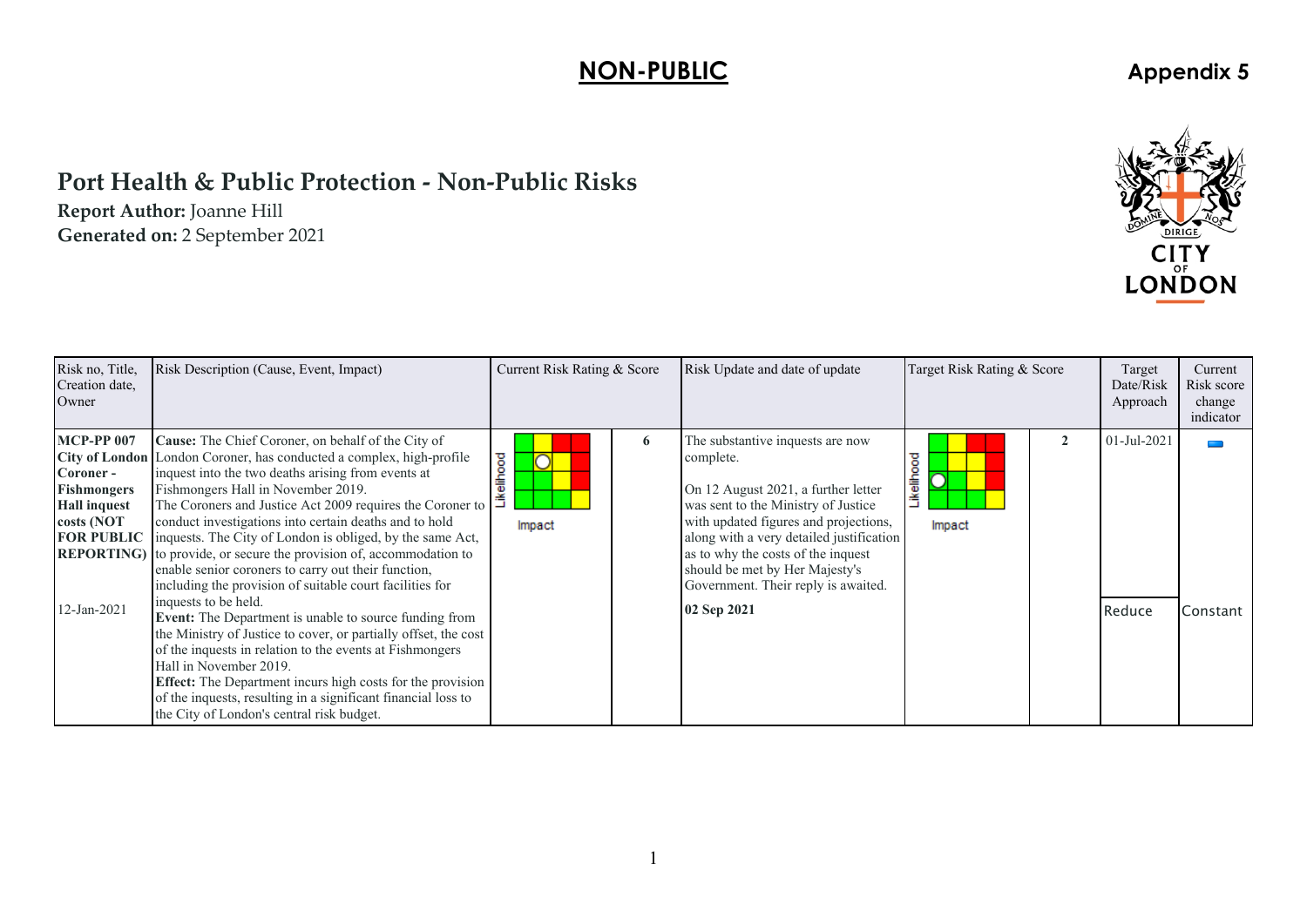**NON-PUBLIC**

**Appendix 5**

# Port Health & Public Protection - Non-Public Risks

**Report Author:** Joanne Hill
**Generated on:** 2 September 2021

| Risk no, Title, Creation date, Owner | Risk Description (Cause, Event, Impact) | Current Risk Rating & Score | | Risk Update and date of update | Target Risk Rating & Score | | Target Date/Risk Approach | Current Risk score change indicator |
|---|---|---|---|---|---|---|---|---|
| **MCP-PP 007 City of London Coroner - Fishmongers Hall inquest costs (NOT FOR PUBLIC REPORTING)** <br><br> 12-Jan-2021 | **Cause:** The Chief Coroner, on behalf of the City of London Coroner, has conducted a complex, high-profile inquest into the two deaths arising from events at Fishmongers Hall in November 2019. The Coroners and Justice Act 2009 requires the Coroner to conduct investigations into certain deaths and to hold inquests. The City of London is obliged, by the same Act, to provide, or secure the provision of, accommodation to enable senior coroners to carry out their function, including the provision of suitable court facilities for inquests to be held. <br> **Event:** The Department is unable to source funding from the Ministry of Justice to cover, or partially offset, the cost of the inquests in relation to the events at Fishmongers Hall in November 2019. <br> **Effect:** The Department incurs high costs for the provision of the inquests, resulting in a significant financial loss to the City of London's central risk budget. | Likelihood / Impact | 6 | The substantive inquests are now complete. <br><br> On 12 August 2021, a further letter was sent to the Ministry of Justice with updated figures and projections, along with a very detailed justification as to why the costs of the inquest should be met by Her Majesty's Government. Their reply is awaited. <br><br> **02 Sep 2021** | Likelihood / Impact | 2 | 01-Jul-2021 <br><br> Reduce | Constant |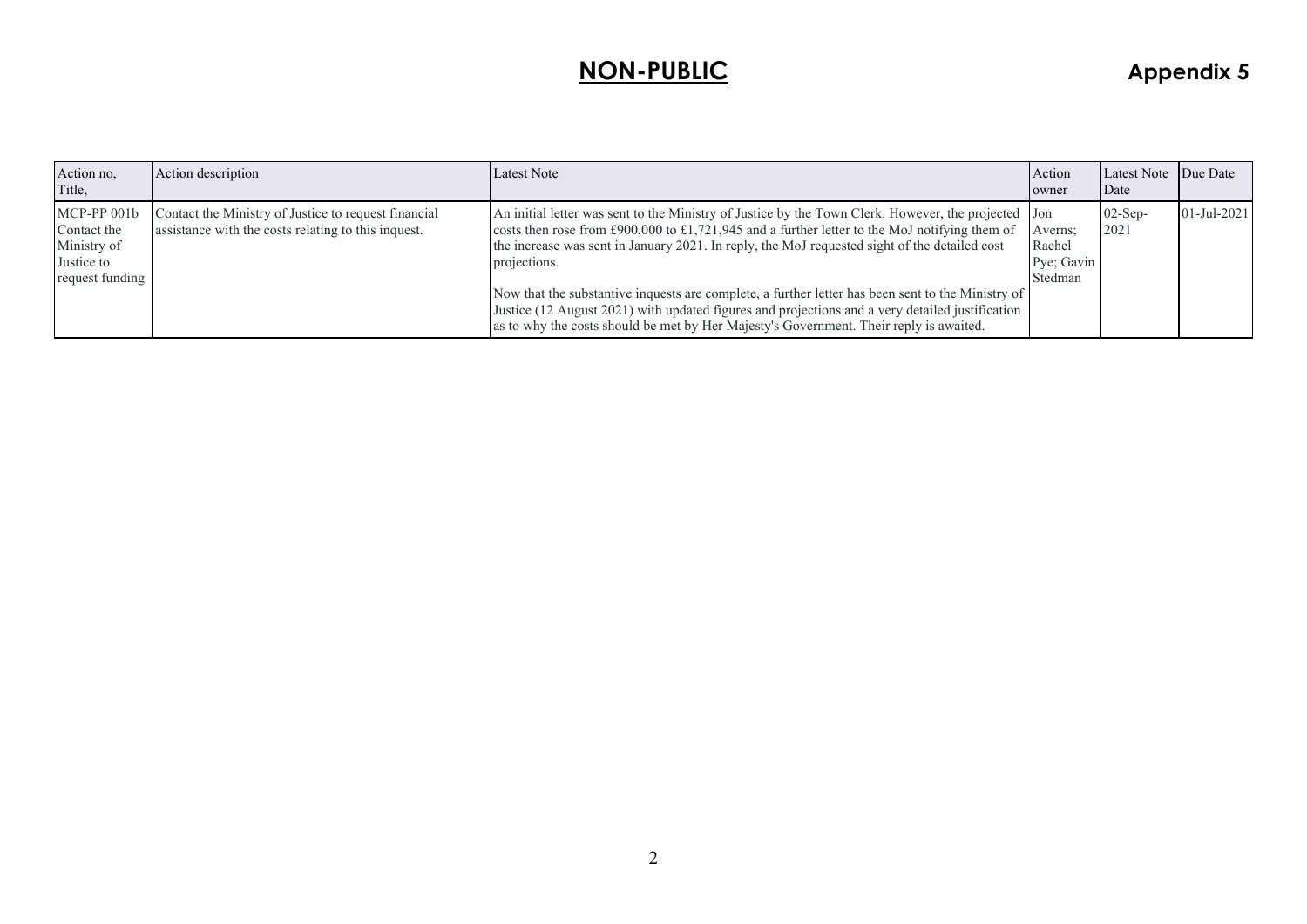**NON-PUBLIC** **Appendix 5**

| Action no, Title, | Action description | Latest Note | Action owner | Latest Note Date | Due Date |
|---|---|---|---|---|---|
| MCP-PP 001b Contact the Ministry of Justice to request funding | Contact the Ministry of Justice to request financial assistance with the costs relating to this inquest. | An initial letter was sent to the Ministry of Justice by the Town Clerk. However, the projected costs then rose from £900,000 to £1,721,945 and a further letter to the MoJ notifying them of the increase was sent in January 2021. In reply, the MoJ requested sight of the detailed cost projections.<br><br>Now that the substantive inquests are complete, a further letter has been sent to the Ministry of Justice (12 August 2021) with updated figures and projections and a very detailed justification as to why the costs should be met by Her Majesty's Government. Their reply is awaited. | Jon Averns; Rachel Pye; Gavin Stedman | 02-Sep-2021 | 01-Jul-2021 |